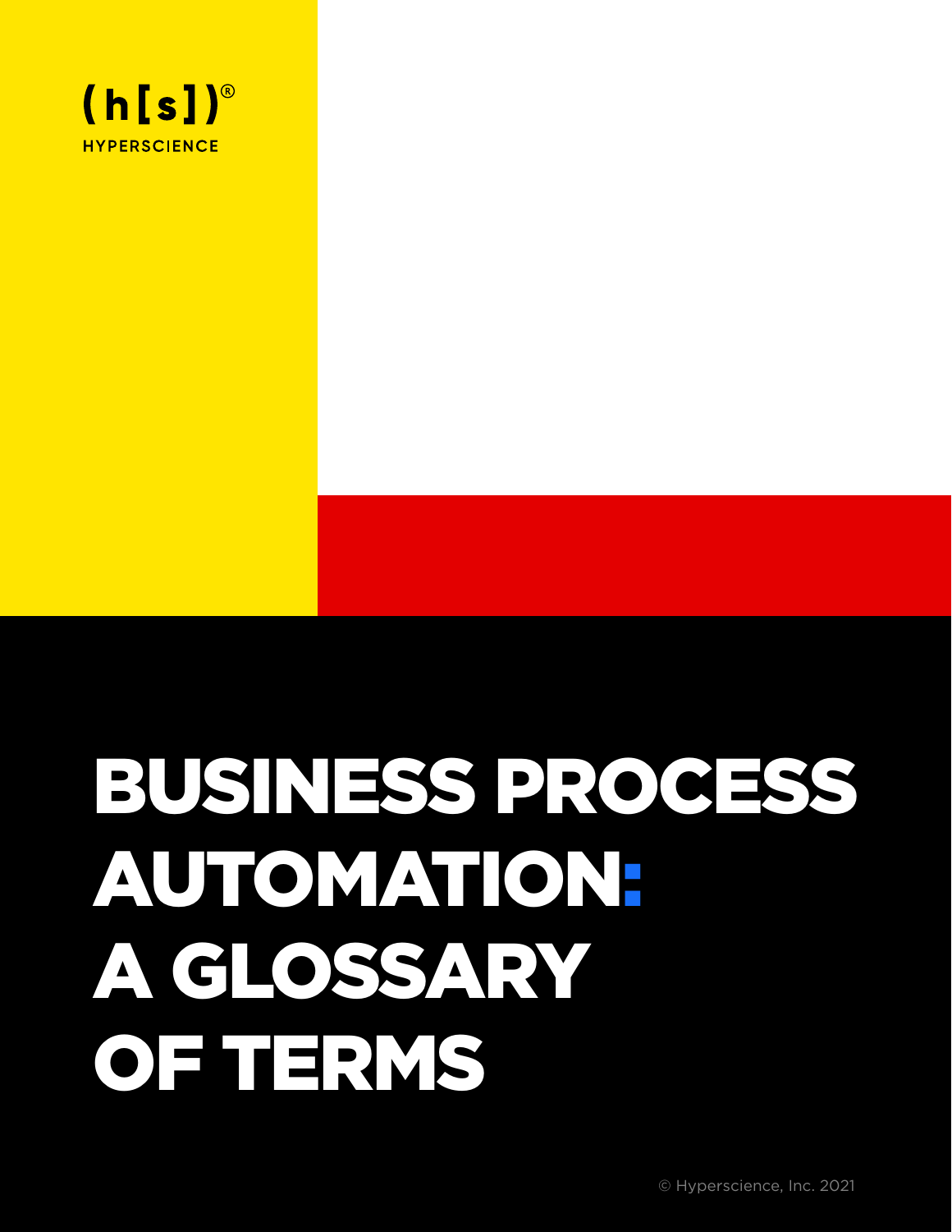(h[s])®

HYPERSCIENCE

# BUSINESS PROCESS AUTOMATION: A GLOSSARY OF TERMS

© Hyperscience, Inc. 2021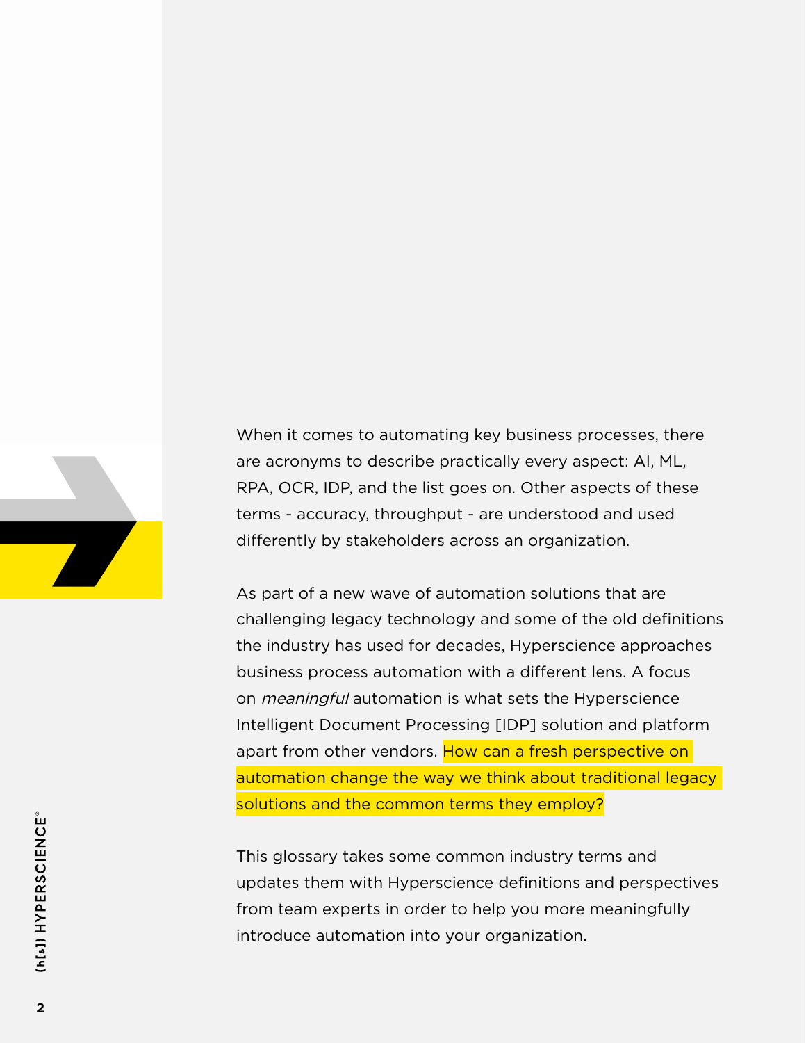When it comes to automating key business processes, there are acronyms to describe practically every aspect: AI, ML, RPA, OCR, IDP, and the list goes on. Other aspects of these terms - accuracy, throughput - are understood and used differently by stakeholders across an organization.

As part of a new wave of automation solutions that are challenging legacy technology and some of the old definitions the industry has used for decades, Hyperscience approaches business process automation with a different lens. A focus on *meaningful* automation is what sets the Hyperscience Intelligent Document Processing [IDP] solution and platform apart from other vendors. How can a fresh perspective on automation change the way we think about traditional legacy solutions and the common terms they employ?

This glossary takes some common industry terms and updates them with Hyperscience definitions and perspectives from team experts in order to help you more meaningfully introduce automation into your organization.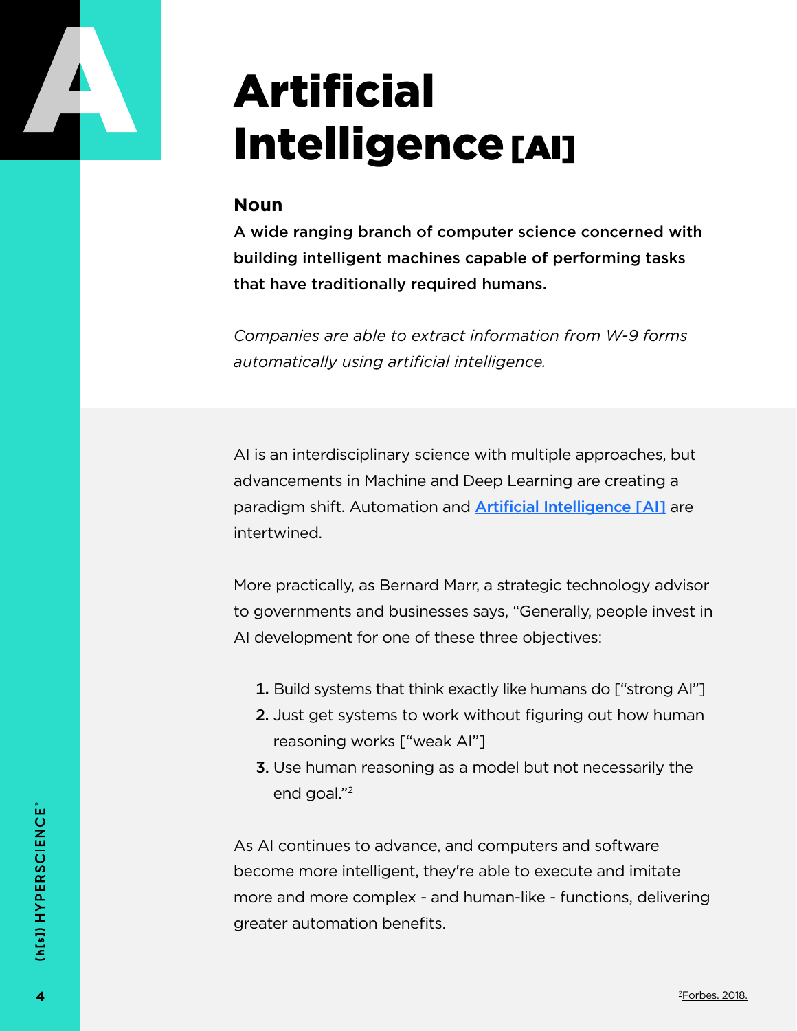# Artificial Intelligence [AI]

**Noun**

**A wide ranging branch of computer science concerned with building intelligent machines capable of performing tasks that have traditionally required humans.**

*Companies are able to extract information from W-9 forms automatically using artificial intelligence.*

AI is an interdisciplinary science with multiple approaches, but advancements in Machine and Deep Learning are creating a paradigm shift. Automation and **[Artificial Intelligence [AI]]** are intertwined.

More practically, as Bernard Marr, a strategic technology advisor to governments and businesses says, “Generally, people invest in AI development for one of these three objectives:

1. Build systems that think exactly like humans do [“strong AI”]
2. Just get systems to work without figuring out how human reasoning works [“weak AI”]
3. Use human reasoning as a model but not necessarily the end goal.”[2]

As AI continues to advance, and computers and software become more intelligent, they're able to execute and imitate more and more complex - and human-like - functions, delivering greater automation benefits.

[2]Forbes. 2018.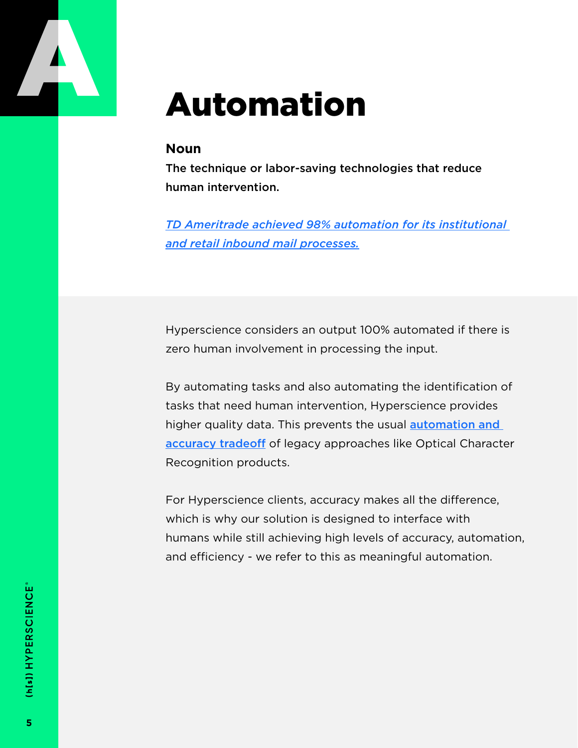# Automation

**Noun**

**The technique or labor-saving technologies that reduce human intervention.**

*TD Ameritrade achieved 98% automation for its institutional and retail inbound mail processes.*

Hyperscience considers an output 100% automated if there is zero human involvement in processing the input.

By automating tasks and also automating the identification of tasks that need human intervention, Hyperscience provides higher quality data. This prevents the usual **automation and accuracy tradeoff** of legacy approaches like Optical Character Recognition products.

For Hyperscience clients, accuracy makes all the difference, which is why our solution is designed to interface with humans while still achieving high levels of accuracy, automation, and efficiency - we refer to this as meaningful automation.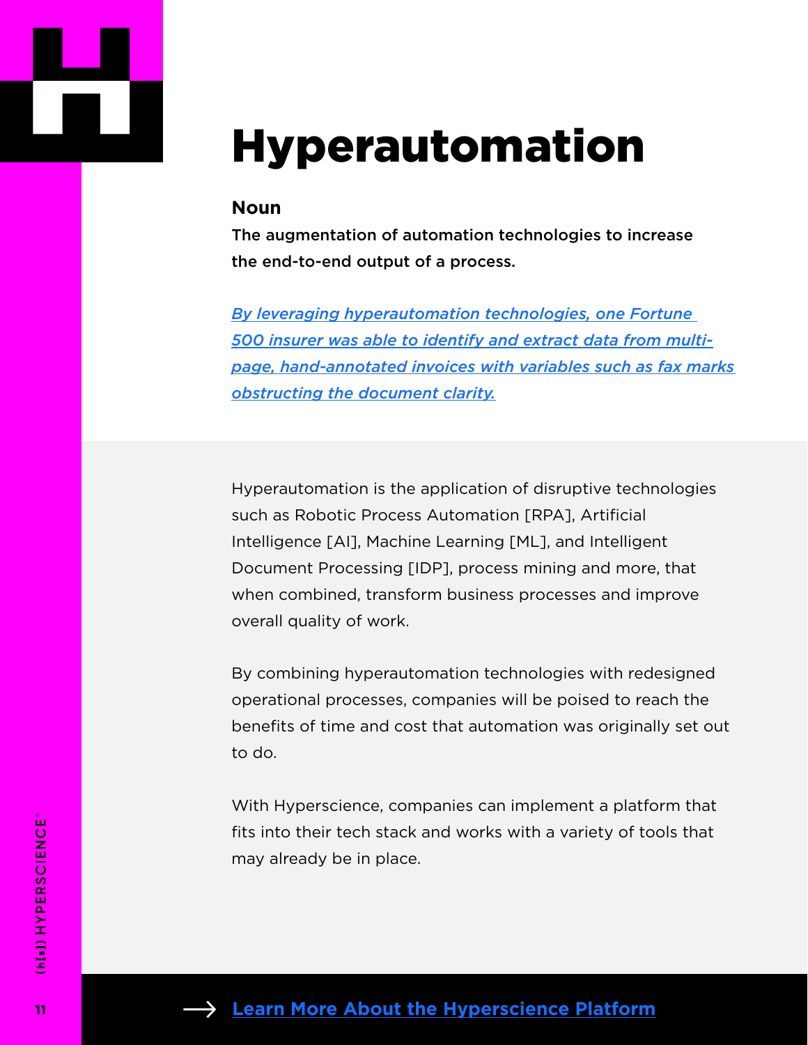# Hyperautomation

**Noun**

**The augmentation of automation technologies to increase the end-to-end output of a process.**

*By leveraging hyperautomation technologies, one Fortune 500 insurer was able to identify and extract data from multi-page, hand-annotated invoices with variables such as fax marks obstructing the document clarity.*

Hyperautomation is the application of disruptive technologies such as Robotic Process Automation [RPA], Artificial Intelligence [AI], Machine Learning [ML], and Intelligent Document Processing [IDP], process mining and more, that when combined, transform business processes and improve overall quality of work.

By combining hyperautomation technologies with redesigned operational processes, companies will be poised to reach the benefits of time and cost that automation was originally set out to do.

With Hyperscience, companies can implement a platform that fits into their tech stack and works with a variety of tools that may already be in place.

→ **Learn More About the Hyperscience Platform**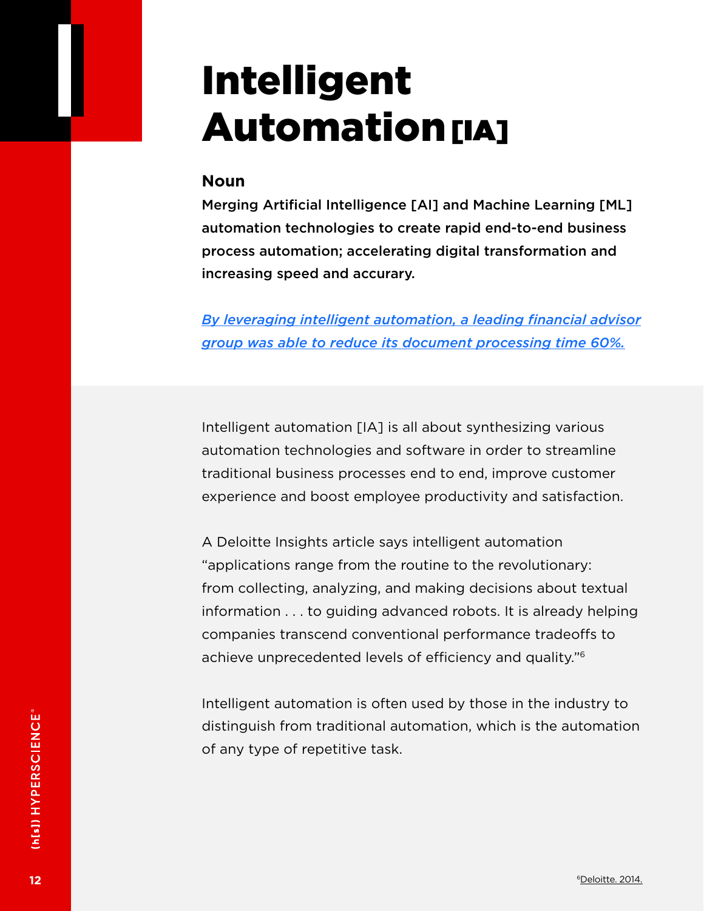# Intelligent Automation [IA]

**Noun**

**Merging Artificial Intelligence [AI] and Machine Learning [ML] automation technologies to create rapid end-to-end business process automation; accelerating digital transformation and increasing speed and accurary.**

*By leveraging intelligent automation, a leading financial advisor group was able to reduce its document processing time 60%.*

Intelligent automation [IA] is all about synthesizing various automation technologies and software in order to streamline traditional business processes end to end, improve customer experience and boost employee productivity and satisfaction.

A Deloitte Insights article says intelligent automation "applications range from the routine to the revolutionary: from collecting, analyzing, and making decisions about textual information . . . to guiding advanced robots. It is already helping companies transcend conventional performance tradeoffs to achieve unprecedented levels of efficiency and quality."[6]

Intelligent automation is often used by those in the industry to distinguish from traditional automation, which is the automation of any type of repetitive task.

[6] Deloitte. 2014.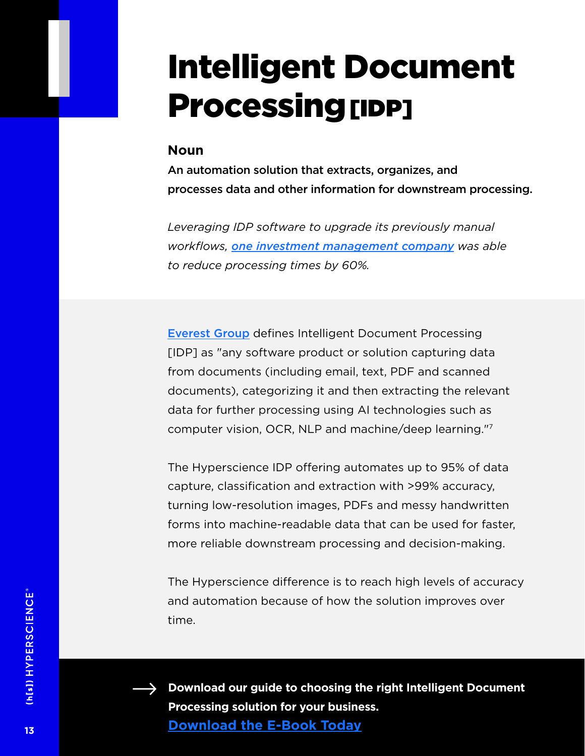# Intelligent Document Processing [IDP]

**Noun**

**An automation solution that extracts, organizes, and processes data and other information for downstream processing.**

*Leveraging IDP software to upgrade its previously manual workflows, one investment management company was able to reduce processing times by 60%.*

Everest Group defines Intelligent Document Processing [IDP] as "any software product or solution capturing data from documents (including email, text, PDF and scanned documents), categorizing it and then extracting the relevant data for further processing using AI technologies such as computer vision, OCR, NLP and machine/deep learning."[7]

The Hyperscience IDP offering automates up to 95% of data capture, classification and extraction with >99% accuracy, turning low-resolution images, PDFs and messy handwritten forms into machine-readable data that can be used for faster, more reliable downstream processing and decision-making.

The Hyperscience difference is to reach high levels of accuracy and automation because of how the solution improves over time.

→ **Download our guide to choosing the right Intelligent Document Processing solution for your business.**
**Download the E-Book Today**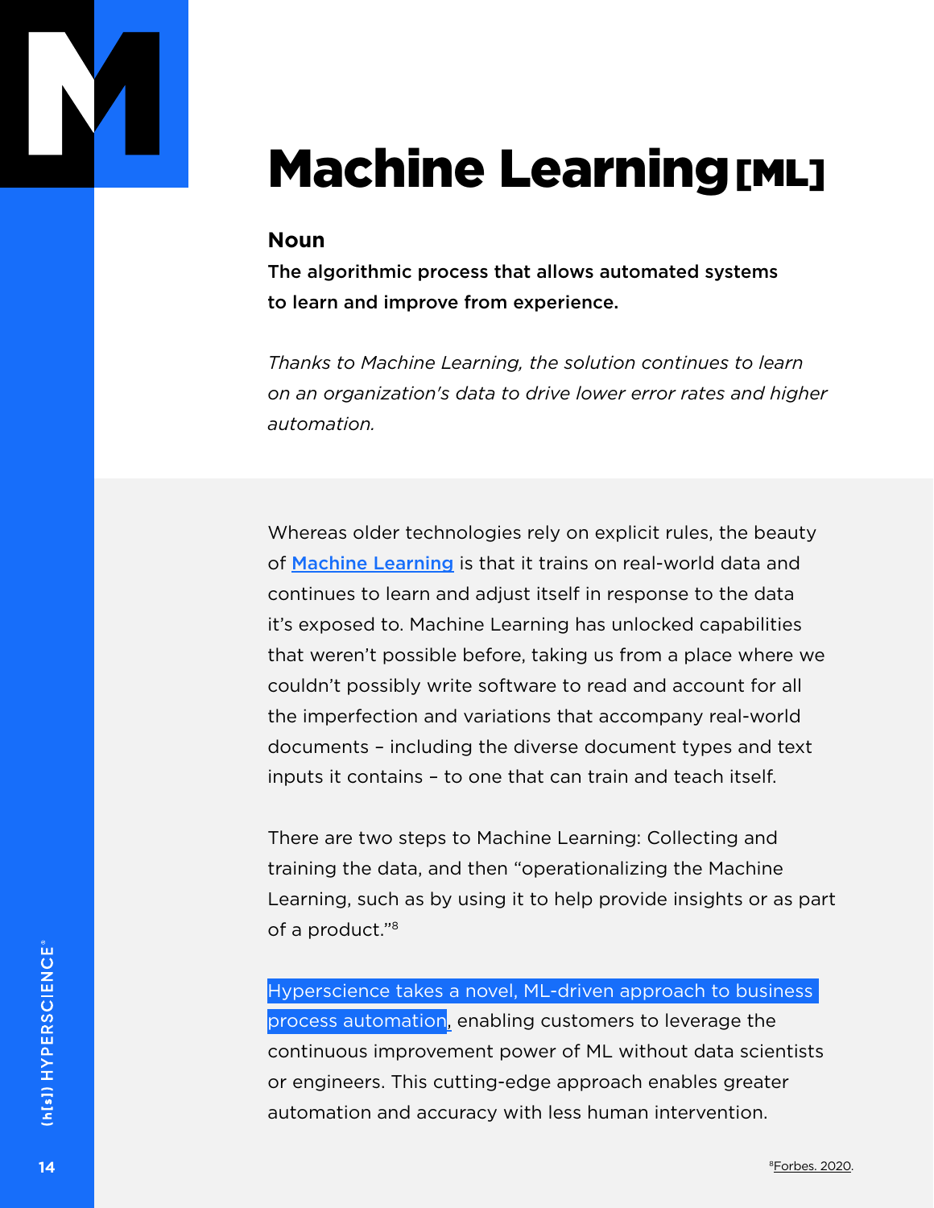# Machine Learning [ML]

**Noun**

**The algorithmic process that allows automated systems to learn and improve from experience.**

*Thanks to Machine Learning, the solution continues to learn on an organization's data to drive lower error rates and higher automation.*

Whereas older technologies rely on explicit rules, the beauty of **Machine Learning** is that it trains on real-world data and continues to learn and adjust itself in response to the data it's exposed to. Machine Learning has unlocked capabilities that weren't possible before, taking us from a place where we couldn't possibly write software to read and account for all the imperfection and variations that accompany real-world documents – including the diverse document types and text inputs it contains – to one that can train and teach itself.

There are two steps to Machine Learning: Collecting and training the data, and then "operationalizing the Machine Learning, such as by using it to help provide insights or as part of a product."[8]

Hyperscience takes a novel, ML-driven approach to business process automation, enabling customers to leverage the continuous improvement power of ML without data scientists or engineers. This cutting-edge approach enables greater automation and accuracy with less human intervention.

[8] Forbes. 2020.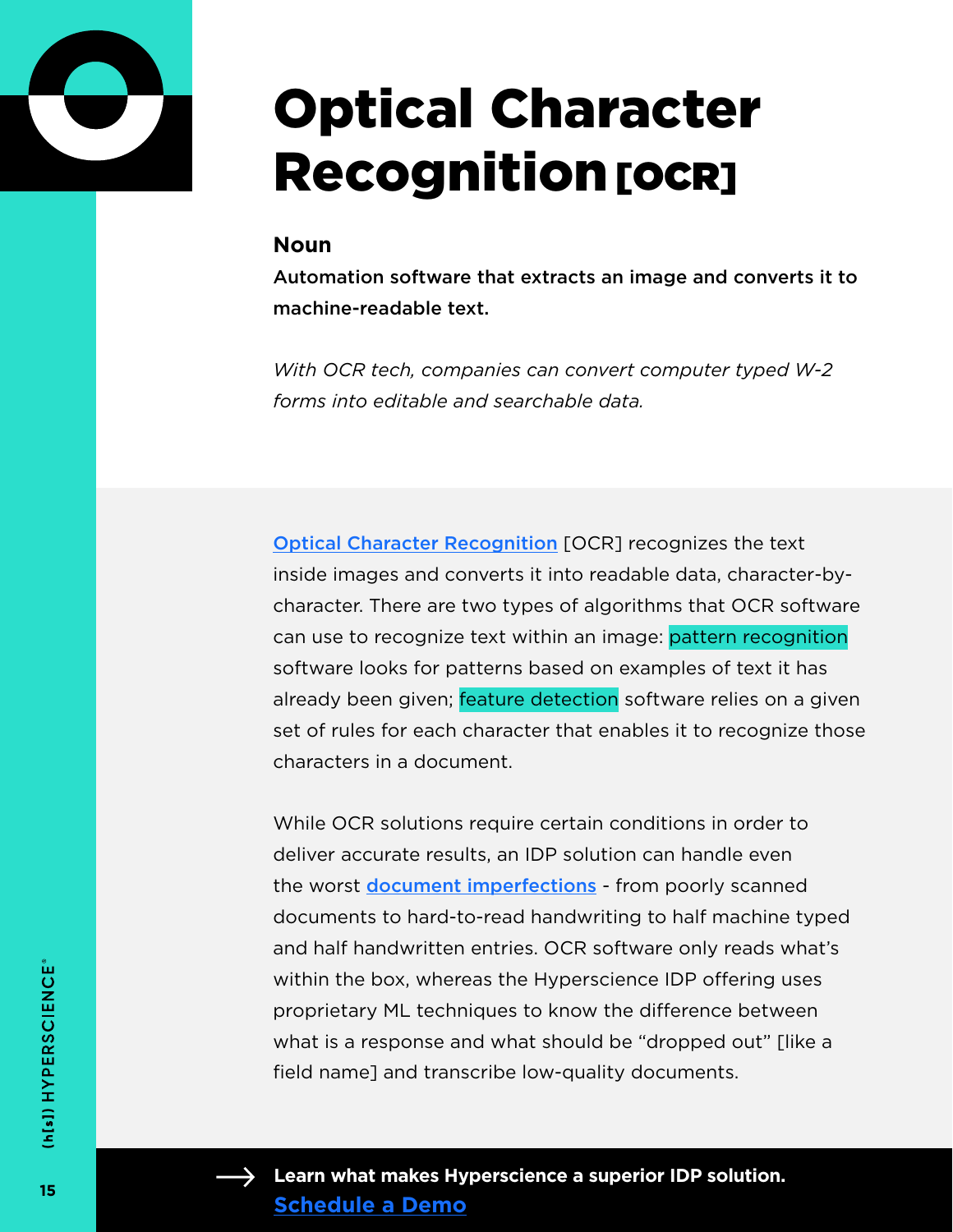# Optical Character Recognition [OCR]

**Noun**

**Automation software that extracts an image and converts it to machine-readable text.**

*With OCR tech, companies can convert computer typed W-2 forms into editable and searchable data.*

Optical Character Recognition [OCR] recognizes the text inside images and converts it into readable data, character-by-character. There are two types of algorithms that OCR software can use to recognize text within an image: pattern recognition software looks for patterns based on examples of text it has already been given; feature detection software relies on a given set of rules for each character that enables it to recognize those characters in a document.

While OCR solutions require certain conditions in order to deliver accurate results, an IDP solution can handle even the worst document imperfections - from poorly scanned documents to hard-to-read handwriting to half machine typed and half handwritten entries. OCR software only reads what's within the box, whereas the Hyperscience IDP offering uses proprietary ML techniques to know the difference between what is a response and what should be "dropped out" [like a field name] and transcribe low-quality documents.

→ **Learn what makes Hyperscience a superior IDP solution.**
**Schedule a Demo**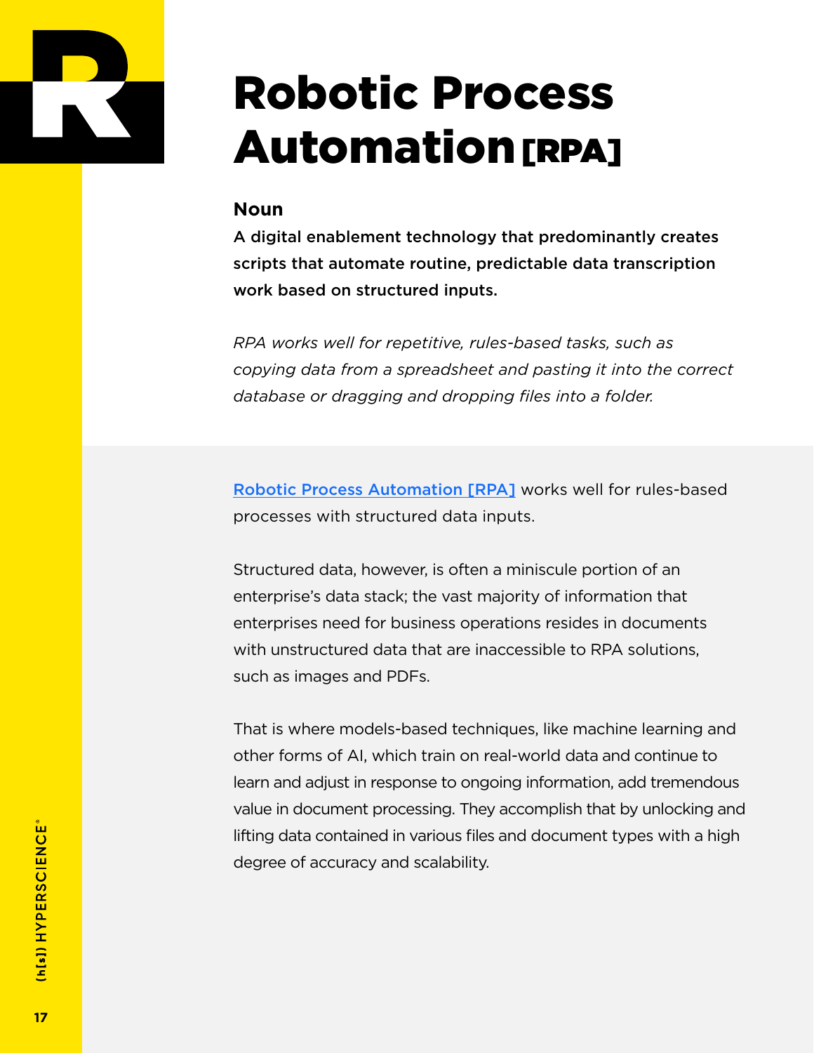# Robotic Process Automation [RPA]

**Noun**

**A digital enablement technology that predominantly creates scripts that automate routine, predictable data transcription work based on structured inputs.**

*RPA works well for repetitive, rules-based tasks, such as copying data from a spreadsheet and pasting it into the correct database or dragging and dropping files into a folder.*

Robotic Process Automation [RPA] works well for rules-based processes with structured data inputs.

Structured data, however, is often a miniscule portion of an enterprise's data stack; the vast majority of information that enterprises need for business operations resides in documents with unstructured data that are inaccessible to RPA solutions, such as images and PDFs.

That is where models-based techniques, like machine learning and other forms of AI, which train on real-world data and continue to learn and adjust in response to ongoing information, add tremendous value in document processing. They accomplish that by unlocking and lifting data contained in various files and document types with a high degree of accuracy and scalability.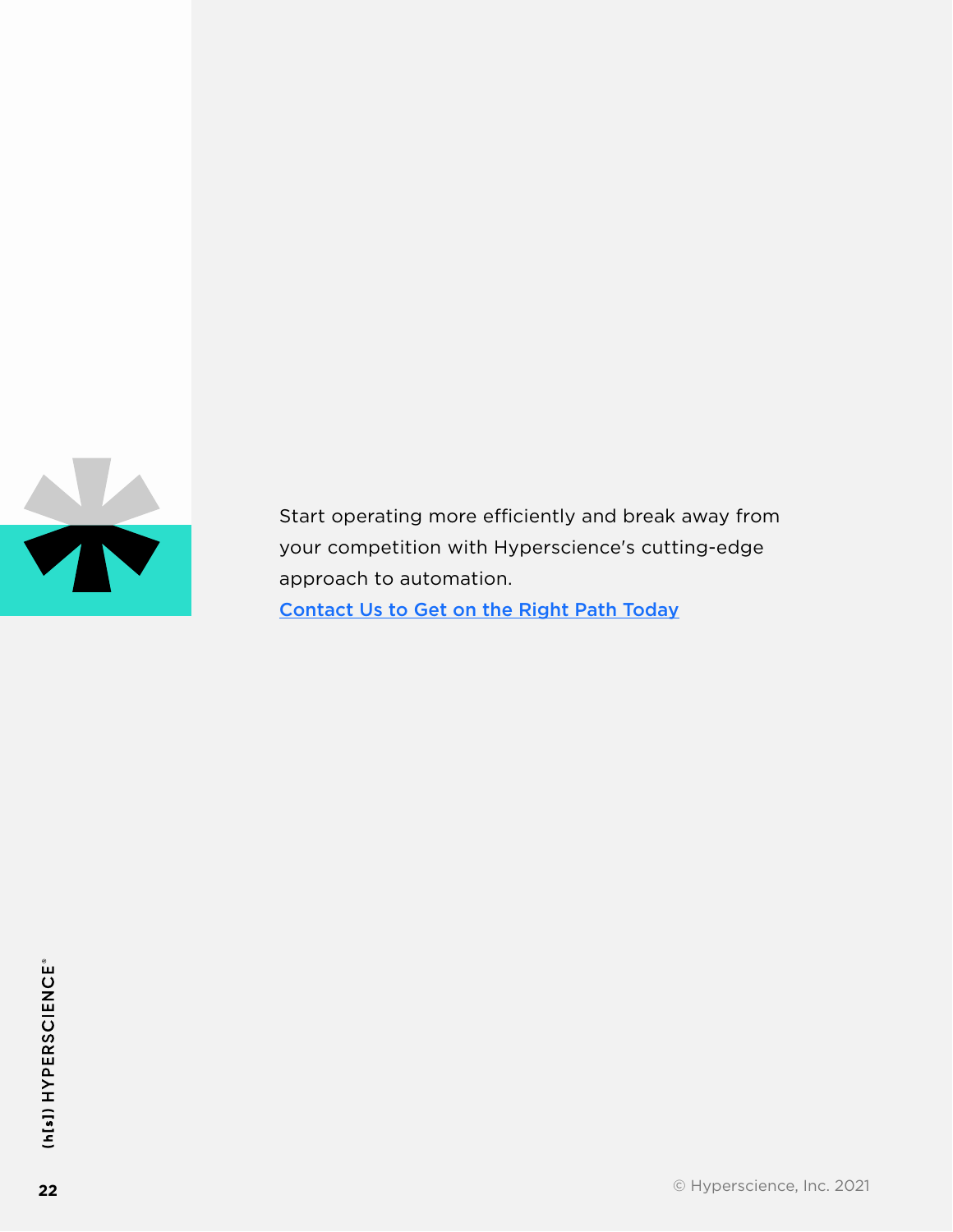Start operating more efficiently and break away from your competition with Hyperscience's cutting-edge approach to automation.

[Contact Us to Get on the Right Path Today]

© Hyperscience, Inc. 2021